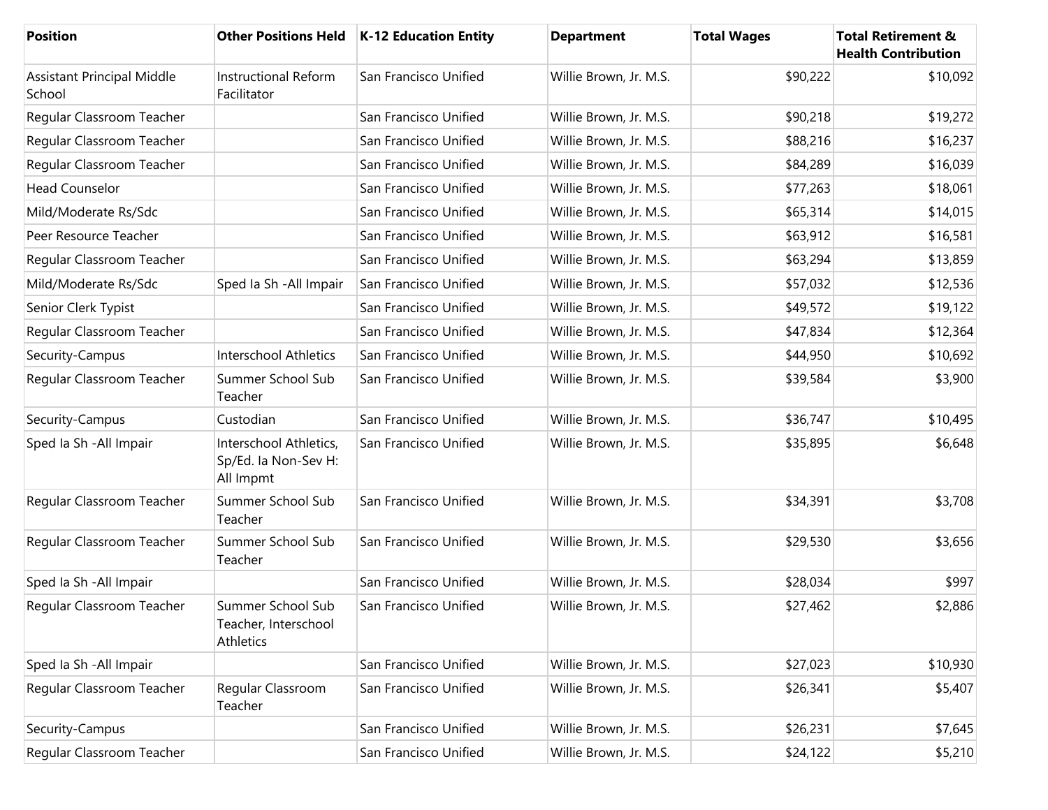| Position | Other Positions Held | K-12 Education Entity | Department | Total Wages | Total Retirement & Health Contribution |
|---|---|---|---|---|---|
| Assistant Principal Middle School | Instructional Reform Facilitator | San Francisco Unified | Willie Brown, Jr. M.S. | $90,222 | $10,092 |
| Regular Classroom Teacher | | San Francisco Unified | Willie Brown, Jr. M.S. | $90,218 | $19,272 |
| Regular Classroom Teacher | | San Francisco Unified | Willie Brown, Jr. M.S. | $88,216 | $16,237 |
| Regular Classroom Teacher | | San Francisco Unified | Willie Brown, Jr. M.S. | $84,289 | $16,039 |
| Head Counselor | | San Francisco Unified | Willie Brown, Jr. M.S. | $77,263 | $18,061 |
| Mild/Moderate Rs/Sdc | | San Francisco Unified | Willie Brown, Jr. M.S. | $65,314 | $14,015 |
| Peer Resource Teacher | | San Francisco Unified | Willie Brown, Jr. M.S. | $63,912 | $16,581 |
| Regular Classroom Teacher | | San Francisco Unified | Willie Brown, Jr. M.S. | $63,294 | $13,859 |
| Mild/Moderate Rs/Sdc | Sped Ia Sh -All Impair | San Francisco Unified | Willie Brown, Jr. M.S. | $57,032 | $12,536 |
| Senior Clerk Typist | | San Francisco Unified | Willie Brown, Jr. M.S. | $49,572 | $19,122 |
| Regular Classroom Teacher | | San Francisco Unified | Willie Brown, Jr. M.S. | $47,834 | $12,364 |
| Security-Campus | Interschool Athletics | San Francisco Unified | Willie Brown, Jr. M.S. | $44,950 | $10,692 |
| Regular Classroom Teacher | Summer School Sub Teacher | San Francisco Unified | Willie Brown, Jr. M.S. | $39,584 | $3,900 |
| Security-Campus | Custodian | San Francisco Unified | Willie Brown, Jr. M.S. | $36,747 | $10,495 |
| Sped Ia Sh -All Impair | Interschool Athletics, Sp/Ed. Ia Non-Sev H: All Impmt | San Francisco Unified | Willie Brown, Jr. M.S. | $35,895 | $6,648 |
| Regular Classroom Teacher | Summer School Sub Teacher | San Francisco Unified | Willie Brown, Jr. M.S. | $34,391 | $3,708 |
| Regular Classroom Teacher | Summer School Sub Teacher | San Francisco Unified | Willie Brown, Jr. M.S. | $29,530 | $3,656 |
| Sped Ia Sh -All Impair | | San Francisco Unified | Willie Brown, Jr. M.S. | $28,034 | $997 |
| Regular Classroom Teacher | Summer School Sub Teacher, Interschool Athletics | San Francisco Unified | Willie Brown, Jr. M.S. | $27,462 | $2,886 |
| Sped Ia Sh -All Impair | | San Francisco Unified | Willie Brown, Jr. M.S. | $27,023 | $10,930 |
| Regular Classroom Teacher | Regular Classroom Teacher | San Francisco Unified | Willie Brown, Jr. M.S. | $26,341 | $5,407 |
| Security-Campus | | San Francisco Unified | Willie Brown, Jr. M.S. | $26,231 | $7,645 |
| Regular Classroom Teacher | | San Francisco Unified | Willie Brown, Jr. M.S. | $24,122 | $5,210 |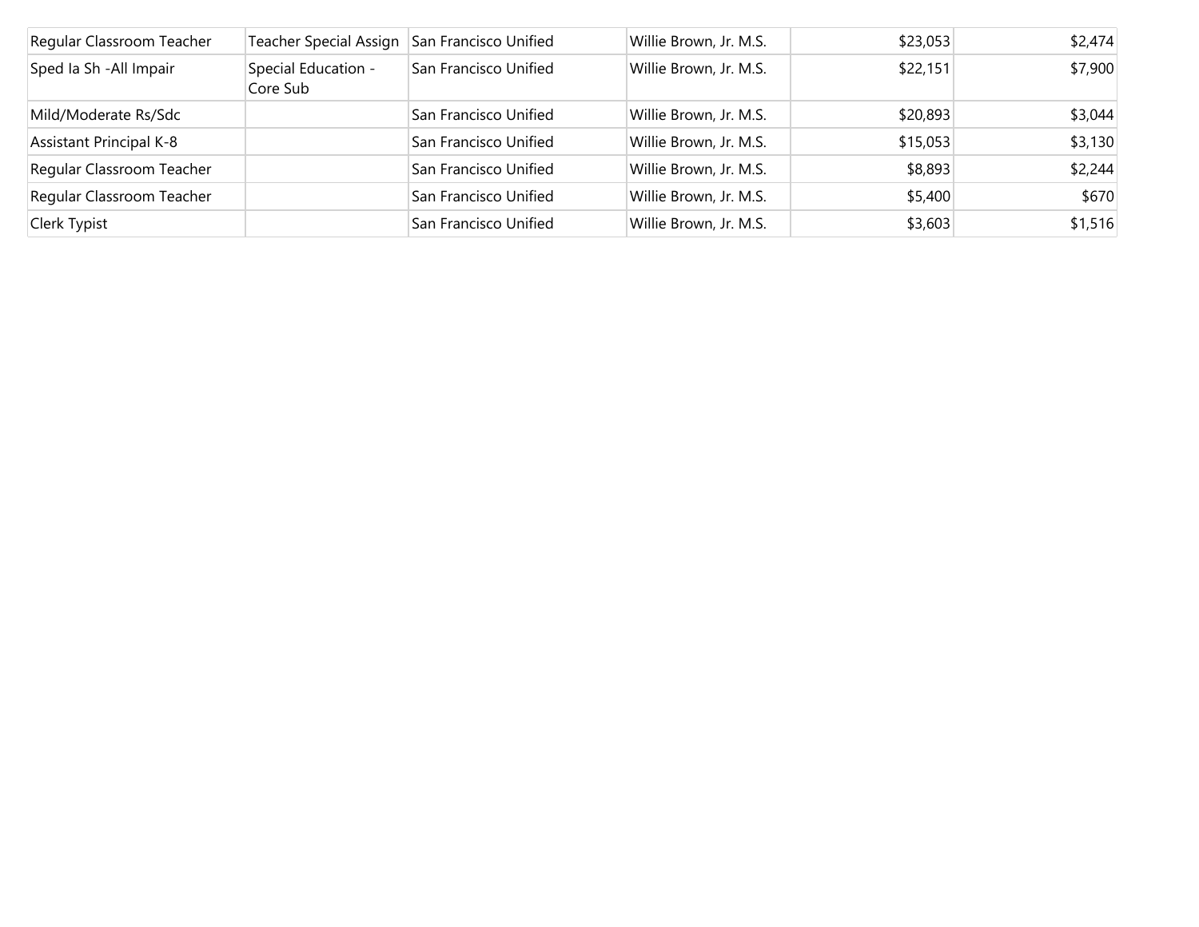| | | | | | |
|---|---|---|---|---|---|
| Regular Classroom Teacher | Teacher Special Assign | San Francisco Unified | Willie Brown, Jr. M.S. | $23,053 | $2,474 |
| Sped Ia Sh -All Impair | Special Education - Core Sub | San Francisco Unified | Willie Brown, Jr. M.S. | $22,151 | $7,900 |
| Mild/Moderate Rs/Sdc | | San Francisco Unified | Willie Brown, Jr. M.S. | $20,893 | $3,044 |
| Assistant Principal K-8 | | San Francisco Unified | Willie Brown, Jr. M.S. | $15,053 | $3,130 |
| Regular Classroom Teacher | | San Francisco Unified | Willie Brown, Jr. M.S. | $8,893 | $2,244 |
| Regular Classroom Teacher | | San Francisco Unified | Willie Brown, Jr. M.S. | $5,400 | $670 |
| Clerk Typist | | San Francisco Unified | Willie Brown, Jr. M.S. | $3,603 | $1,516 |